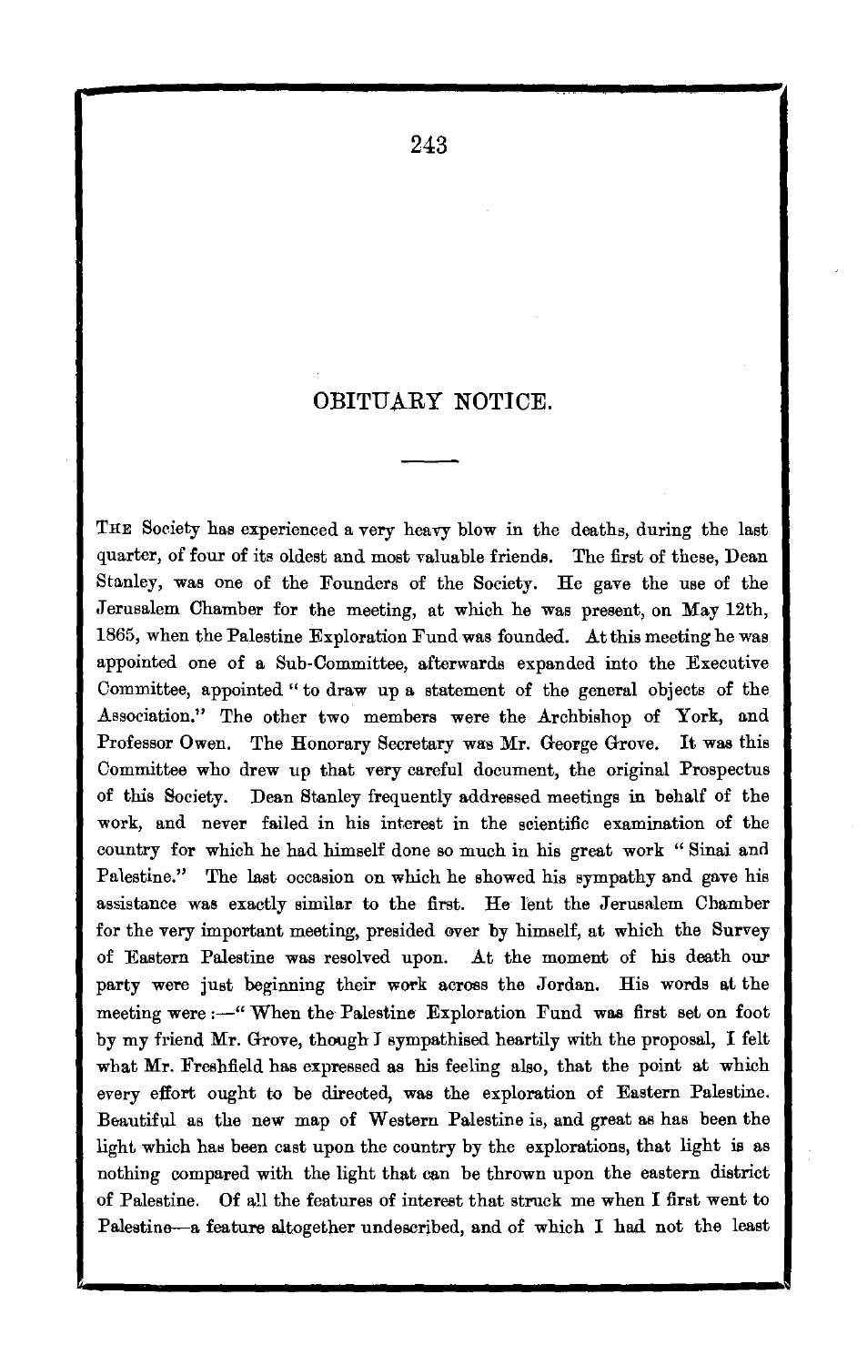# OBITUARY NOTICE.

THE Society has experienced a very heavy blow in the deaths, during the last quarter, of four of its oldest and most valuable friends. The first of these, Dean Stanley, was one of the Founders of the Society. He gave the use of the Jerusalem Chamber for the meeting, at which he was present, on May 12th, 1865, when the Palestine Exploration Fund was founded. At this meeting he was appointed one of a Sub-Committee, afterwards expanded into the Executive Committee, appointed "to draw up a statement of the general objects of the Association." The other two members were the Archbishop of York, and Professor Owen. The Honorary Secretary was Mr. George Grove. It was this Committee who drew up that very careful document, the original Prospectus of this Society. Dean Stanley frequently addressed meetings in behalf of the work, and never failed in his interest in the scientific examination of the country for which he had himself done so much in his great work "Sinai and Palestine." The last occasion on which he showed his sympathy and gave his assistance was exactly similar to the first. He lent the Jerusalem Chamber for the very important meeting, presided over by himself, at which the Survey of Eastern Palestine was resolved upon. At the moment of his death our party were just beginning their work across the Jordan. His words at the meeting were:—"When the Palestine Exploration Fund was first set on foot by my friend Mr. Grove, though I sympathised heartily with the proposal, I felt what Mr. Freshfield has expressed as his feeling also, that the point at which every effort ought to be directed, was the exploration of Eastern Palestine. Beautiful as the new map of Western Palestine is, and great as has been the light which has been cast upon the country by the explorations, that light is as nothing compared with the light that can be thrown upon the eastern district of Palestine. Of all the features of interest that struck me when I first went to Palestine—a feature altogether undescribed, and of which I had not the least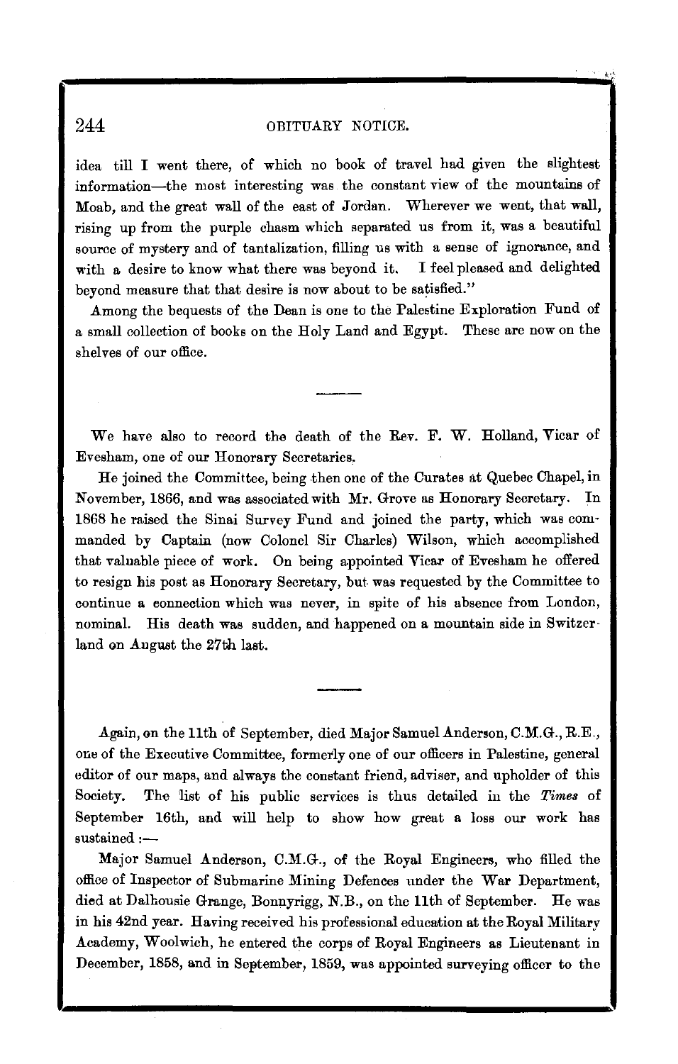idea till I went there, of which no book of travel had given the slightest information—the most interesting was the constant view of the mountains of Moab, and the great wall of the east of Jordan. Wherever we went, that wall, rising up from the purple chasm which separated us from it, was a beautiful source of mystery and of tantalization, filling us with a sense of ignorance, and with a desire to know what there was beyond it. I feel pleased and delighted beyond measure that that desire is now about to be satisfied."

Among the bequests of the Dean is one to the Palestine Exploration Fund of a small collection of books on the Holy Land and Egypt. These are now on the shelves of our office.

---

We have also to record the death of the Rev. F. W. Holland, Vicar of Evesham, one of our Honorary Secretaries.

He joined the Committee, being then one of the Curates at Quebec Chapel, in November, 1866, and was associated with Mr. Grove as Honorary Secretary. In 1868 he raised the Sinai Survey Fund and joined the party, which was commanded by Captain (now Colonel Sir Charles) Wilson, which accomplished that valuable piece of work. On being appointed Vicar of Evesham he offered to resign his post as Honorary Secretary, but was requested by the Committee to continue a connection which was never, in spite of his absence from London, nominal. His death was sudden, and happened on a mountain side in Switzerland on August the 27th last.

---

Again, on the 11th of September, died Major Samuel Anderson, C.M.G., R.E., one of the Executive Committee, formerly one of our officers in Palestine, general editor of our maps, and always the constant friend, adviser, and upholder of this Society. The list of his public services is thus detailed in the *Times* of September 16th, and will help to show how great a loss our work has sustained:—

Major Samuel Anderson, C.M.G., of the Royal Engineers, who filled the office of Inspector of Submarine Mining Defences under the War Department, died at Dalhousie Grange, Bonnyrigg, N.B., on the 11th of September. He was in his 42nd year. Having received his professional education at the Royal Military Academy, Woolwich, he entered the corps of Royal Engineers as Lieutenant in December, 1858, and in September, 1859, was appointed surveying officer to the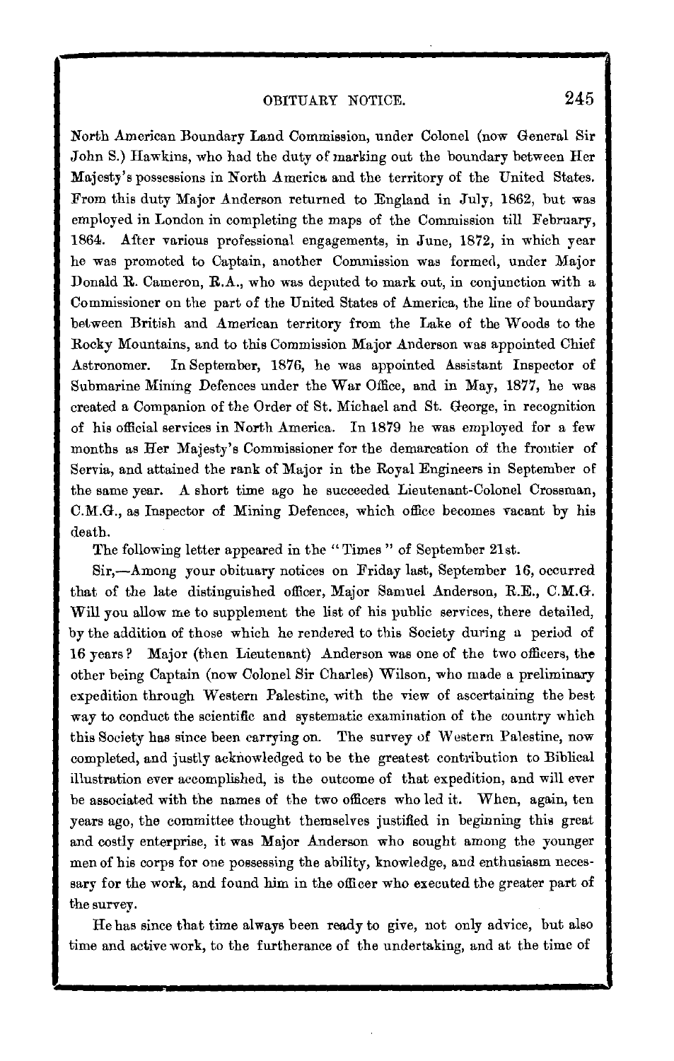North American Boundary Land Commission, under Colonel (now General Sir John S.) Hawkins, who had the duty of marking out the boundary between Her Majesty's possessions in North America and the territory of the United States. From this duty Major Anderson returned to England in July, 1862, but was employed in London in completing the maps of the Commission till February, 1864. After various professional engagements, in June, 1872, in which year he was promoted to Captain, another Commission was formed, under Major Donald R. Cameron, R.A., who was deputed to mark out, in conjunction with a Commissioner on the part of the United States of America, the line of boundary between British and American territory from the Lake of the Woods to the Rocky Mountains, and to this Commission Major Anderson was appointed Chief Astronomer. In September, 1876, he was appointed Assistant Inspector of Submarine Mining Defences under the War Office, and in May, 1877, he was created a Companion of the Order of St. Michael and St. George, in recognition of his official services in North America. In 1879 he was employed for a few months as Her Majesty's Commissioner for the demarcation of the frontier of Servia, and attained the rank of Major in the Royal Engineers in September of the same year. A short time ago he succeeded Lieutenant-Colonel Crossman, C.M.G., as Inspector of Mining Defences, which office becomes vacant by his death.

The following letter appeared in the "Times" of September 21st.

Sir,—Among your obituary notices on Friday last, September 16, occurred that of the late distinguished officer, Major Samuel Anderson, R.E., C.M.G. Will you allow me to supplement the list of his public services, there detailed, by the addition of those which he rendered to this Society during a period of 16 years? Major (then Lieutenant) Anderson was one of the two officers, the other being Captain (now Colonel Sir Charles) Wilson, who made a preliminary expedition through Western Palestine, with the view of ascertaining the best way to conduct the scientific and systematic examination of the country which this Society has since been carrying on. The survey of Western Palestine, now completed, and justly acknowledged to be the greatest contribution to Biblical illustration ever accomplished, is the outcome of that expedition, and will ever be associated with the names of the two officers who led it. When, again, ten years ago, the committee thought themselves justified in beginning this great and costly enterprise, it was Major Anderson who sought among the younger men of his corps for one possessing the ability, knowledge, and enthusiasm necessary for the work, and found him in the officer who executed the greater part of the survey.

He has since that time always been ready to give, not only advice, but also time and active work, to the furtherance of the undertaking, and at the time of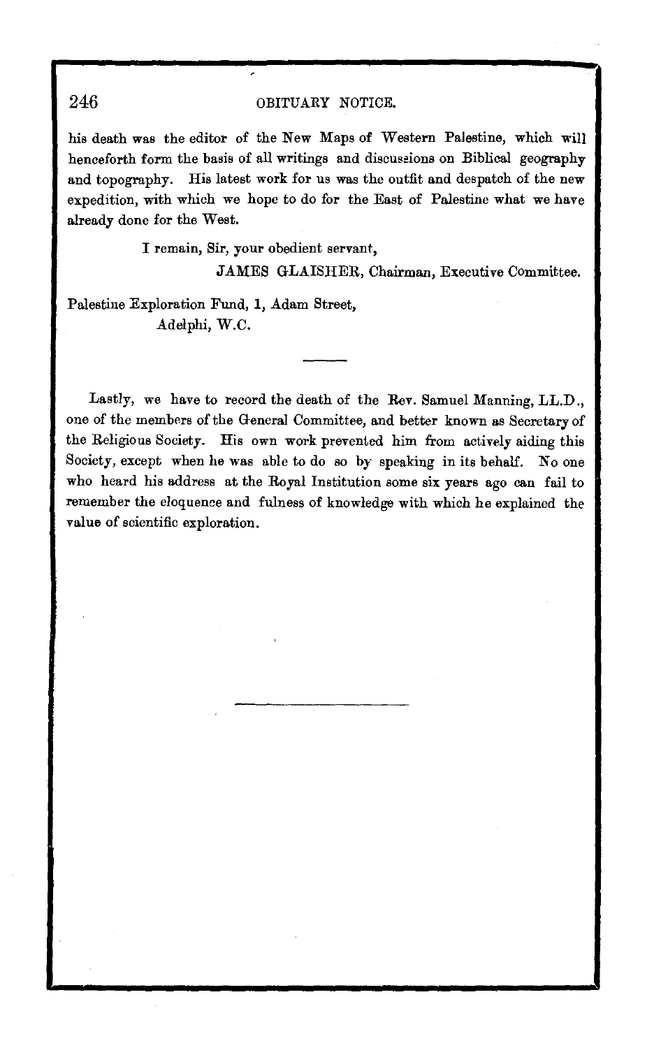his death was the editor of the New Maps of Western Palestine, which will henceforth form the basis of all writings and discussions on Biblical geography and topography. His latest work for us was the outfit and despatch of the new expedition, with which we hope to do for the East of Palestine what we have already done for the West.

I remain, Sir, your obedient servant,

JAMES GLAISHER, Chairman, Executive Committee.

Palestine Exploration Fund, 1, Adam Street,
Adelphi, W.C.

---

Lastly, we have to record the death of the Rev. Samuel Manning, LL.D., one of the members of the General Committee, and better known as Secretary of the Religious Society. His own work prevented him from actively aiding this Society, except when he was able to do so by speaking in its behalf. No one who heard his address at the Royal Institution some six years ago can fail to remember the eloquence and fulness of knowledge with which he explained the value of scientific exploration.